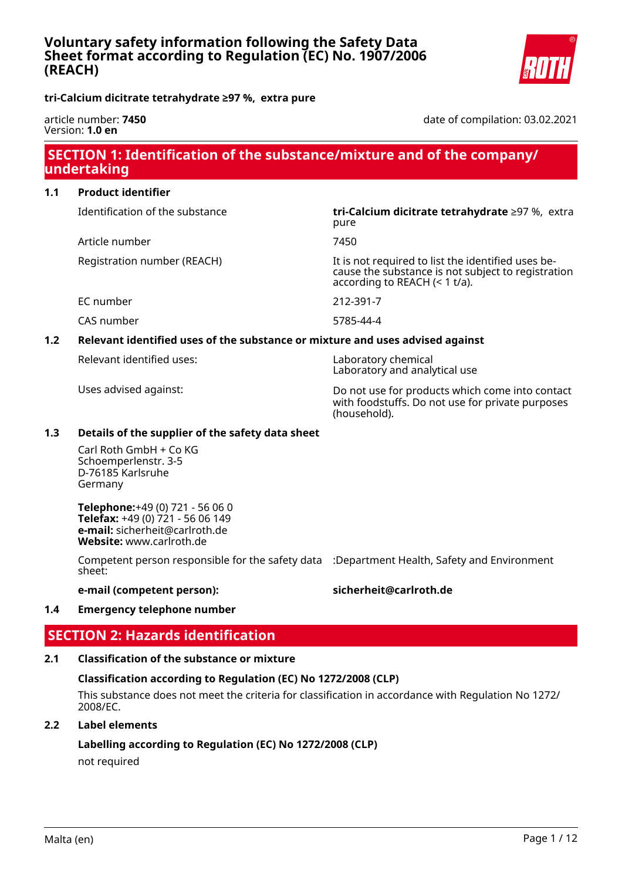# Voluntary safety information following the Safety Data Sheet format according to Regulation (EC) No. 1907/2006 (REACH)

**tri-Calcium dicitrate tetrahydrate ≥97 %, extra pure**

article number: **7450**
Version: **1.0 en**

date of compilation: 03.02.2021

## SECTION 1: Identification of the substance/mixture and of the company/undertaking

### 1.1 Product identifier

| | |
|---|---|
| Identification of the substance | **tri-Calcium dicitrate tetrahydrate** ≥97 %, extra pure |
| Article number | 7450 |
| Registration number (REACH) | It is not required to list the identified uses because the substance is not subject to registration according to REACH (< 1 t/a). |
| EC number | 212-391-7 |
| CAS number | 5785-44-4 |

### 1.2 Relevant identified uses of the substance or mixture and uses advised against

| | |
|---|---|
| Relevant identified uses: | Laboratory chemical<br>Laboratory and analytical use |
| Uses advised against: | Do not use for products which come into contact with foodstuffs. Do not use for private purposes (household). |

### 1.3 Details of the supplier of the safety data sheet

Carl Roth GmbH + Co KG
Schoemperlenstr. 3-5
D-76185 Karlsruhe
Germany

**Telephone:**+49 (0) 721 - 56 06 0
**Telefax:** +49 (0) 721 - 56 06 149
**e-mail:** sicherheit@carlroth.de
**Website:** www.carlroth.de

| | |
|---|---|
| Competent person responsible for the safety data sheet: | :Department Health, Safety and Environment |
| **e-mail (competent person):** | **sicherheit@carlroth.de** |

### 1.4 Emergency telephone number

## SECTION 2: Hazards identification

### 2.1 Classification of the substance or mixture

**Classification according to Regulation (EC) No 1272/2008 (CLP)**

This substance does not meet the criteria for classification in accordance with Regulation No 1272/2008/EC.

### 2.2 Label elements

**Labelling according to Regulation (EC) No 1272/2008 (CLP)**

not required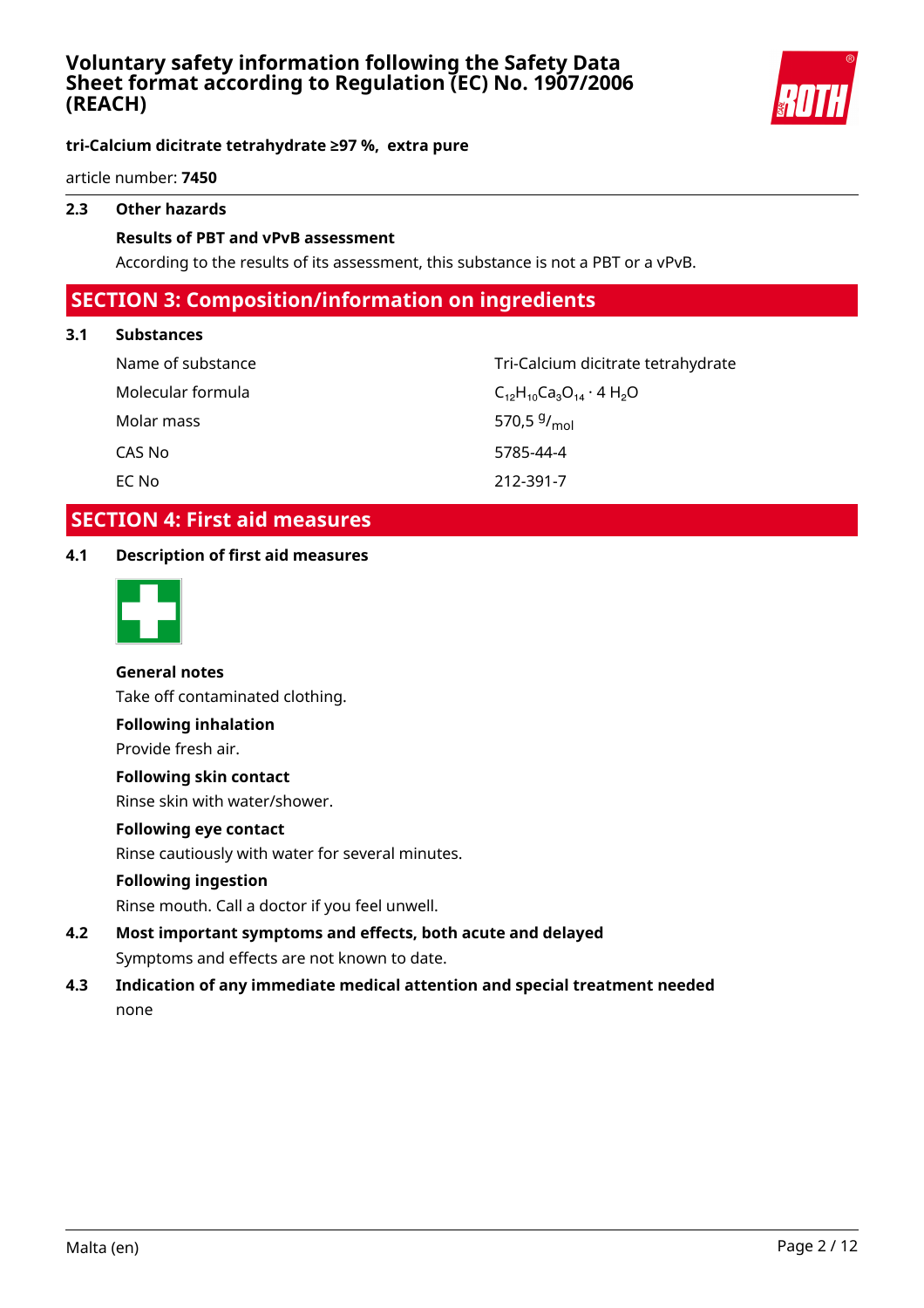### 2.3 Other hazards

**Results of PBT and vPvB assessment**

According to the results of its assessment, this substance is not a PBT or a vPvB.

## SECTION 3: Composition/information on ingredients

### 3.1 Substances

| | |
|---|---|
| Name of substance | Tri-Calcium dicitrate tetrahydrate |
| Molecular formula | $C_{12}H_{10}Ca_3O_{14} \cdot 4\ H_2O$ |
| Molar mass | 570,5 $^{g}/_{mol}$ |
| CAS No | 5785-44-4 |
| EC No | 212-391-7 |

## SECTION 4: First aid measures

### 4.1 Description of first aid measures

**General notes**

Take off contaminated clothing.

**Following inhalation**

Provide fresh air.

**Following skin contact**

Rinse skin with water/shower.

**Following eye contact**

Rinse cautiously with water for several minutes.

**Following ingestion**

Rinse mouth. Call a doctor if you feel unwell.

### 4.2 Most important symptoms and effects, both acute and delayed

Symptoms and effects are not known to date.

### 4.3 Indication of any immediate medical attention and special treatment needed

none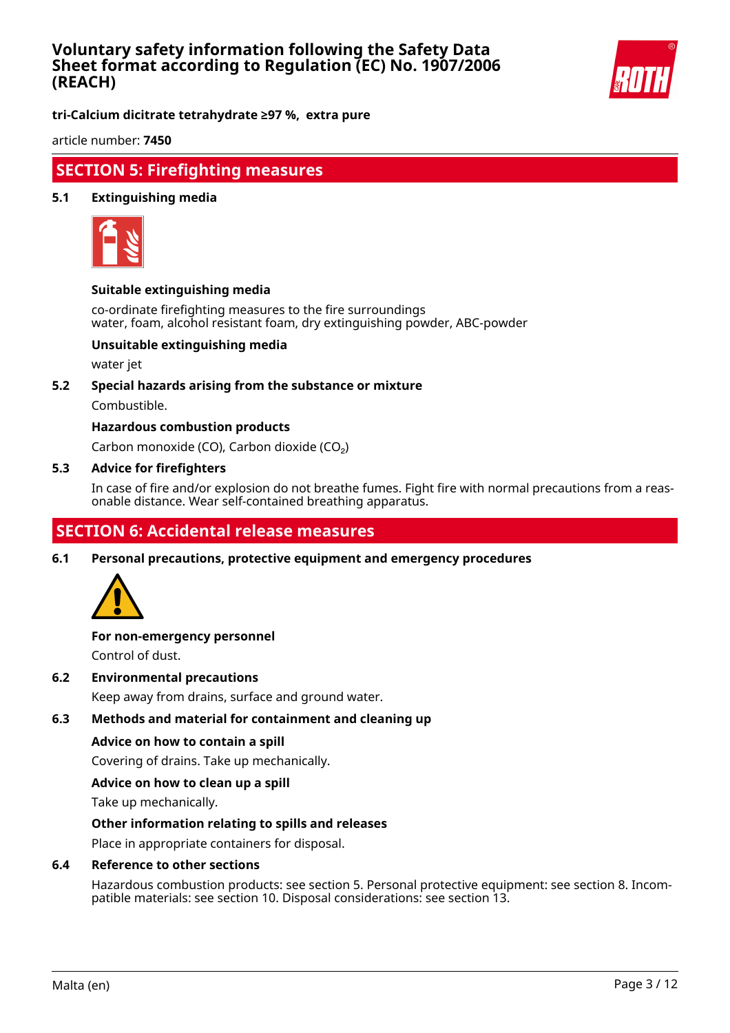## SECTION 5: Firefighting measures

### 5.1 Extinguishing media

**Suitable extinguishing media**

co-ordinate firefighting measures to the fire surroundings
water, foam, alcohol resistant foam, dry extinguishing powder, ABC-powder

**Unsuitable extinguishing media**

water jet

### 5.2 Special hazards arising from the substance or mixture

Combustible.

**Hazardous combustion products**

Carbon monoxide (CO), Carbon dioxide ($CO_2$)

### 5.3 Advice for firefighters

In case of fire and/or explosion do not breathe fumes. Fight fire with normal precautions from a reasonable distance. Wear self-contained breathing apparatus.

## SECTION 6: Accidental release measures

### 6.1 Personal precautions, protective equipment and emergency procedures

**For non-emergency personnel**

Control of dust.

### 6.2 Environmental precautions

Keep away from drains, surface and ground water.

### 6.3 Methods and material for containment and cleaning up

**Advice on how to contain a spill**

Covering of drains. Take up mechanically.

**Advice on how to clean up a spill**

Take up mechanically.

**Other information relating to spills and releases**

Place in appropriate containers for disposal.

### 6.4 Reference to other sections

Hazardous combustion products: see section 5. Personal protective equipment: see section 8. Incompatible materials: see section 10. Disposal considerations: see section 13.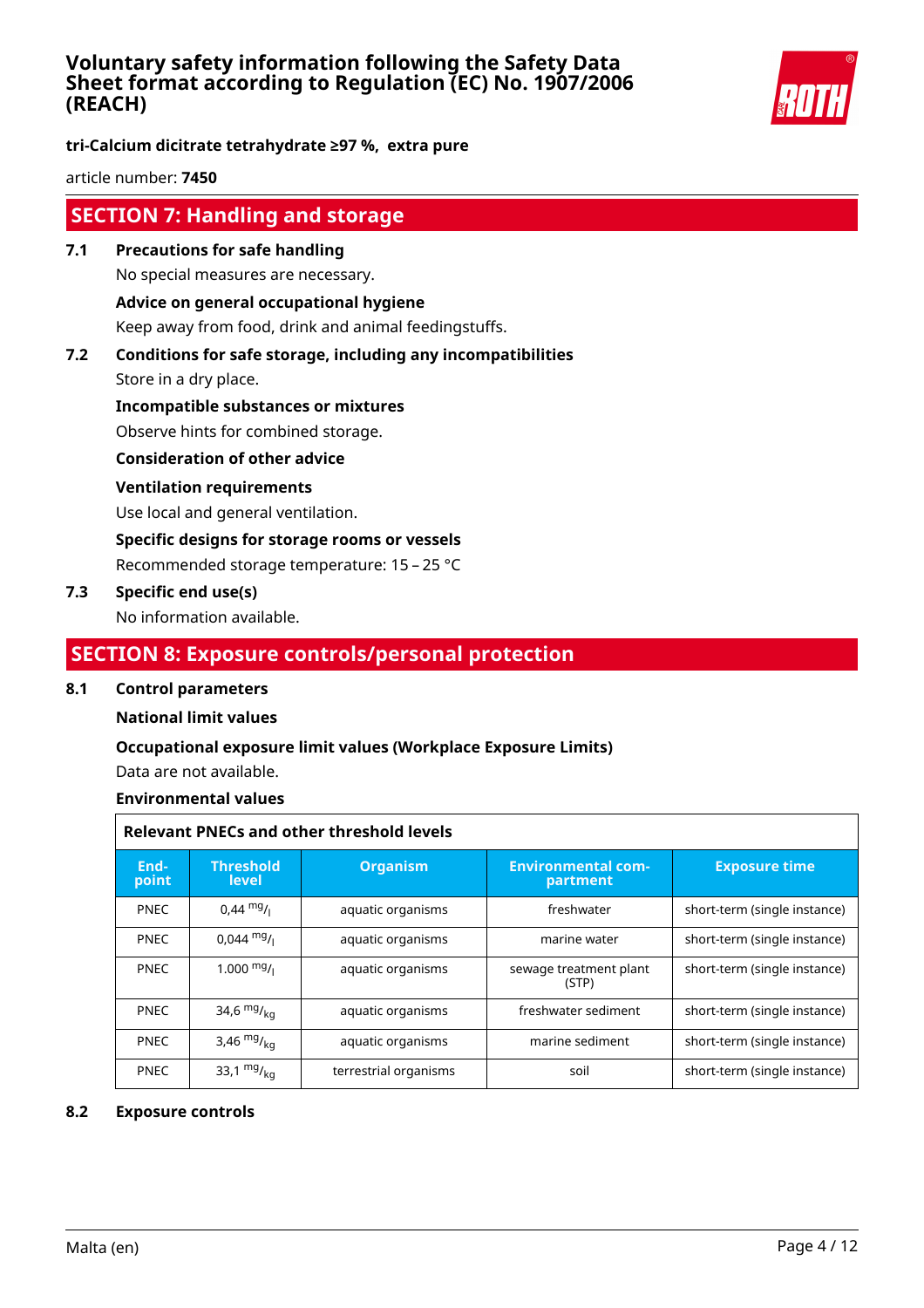## SECTION 7: Handling and storage

### 7.1 Precautions for safe handling

No special measures are necessary.

**Advice on general occupational hygiene**

Keep away from food, drink and animal feedingstuffs.

### 7.2 Conditions for safe storage, including any incompatibilities

Store in a dry place.

**Incompatible substances or mixtures**

Observe hints for combined storage.

**Consideration of other advice**

**Ventilation requirements**

Use local and general ventilation.

**Specific designs for storage rooms or vessels**

Recommended storage temperature: 15 – 25 °C

### 7.3 Specific end use(s)

No information available.

## SECTION 8: Exposure controls/personal protection

### 8.1 Control parameters

**National limit values**

**Occupational exposure limit values (Workplace Exposure Limits)**

Data are not available.

**Environmental values**

**Relevant PNECs and other threshold levels**

| End-point | Threshold level | Organism | Environmental compartment | Exposure time |
|---|---|---|---|---|
| PNEC | 0,44 $^{mg}/_{l}$ | aquatic organisms | freshwater | short-term (single instance) |
| PNEC | 0,044 $^{mg}/_{l}$ | aquatic organisms | marine water | short-term (single instance) |
| PNEC | 1.000 $^{mg}/_{l}$ | aquatic organisms | sewage treatment plant (STP) | short-term (single instance) |
| PNEC | 34,6 $^{mg}/_{kg}$ | aquatic organisms | freshwater sediment | short-term (single instance) |
| PNEC | 3,46 $^{mg}/_{kg}$ | aquatic organisms | marine sediment | short-term (single instance) |
| PNEC | 33,1 $^{mg}/_{kg}$ | terrestrial organisms | soil | short-term (single instance) |

### 8.2 Exposure controls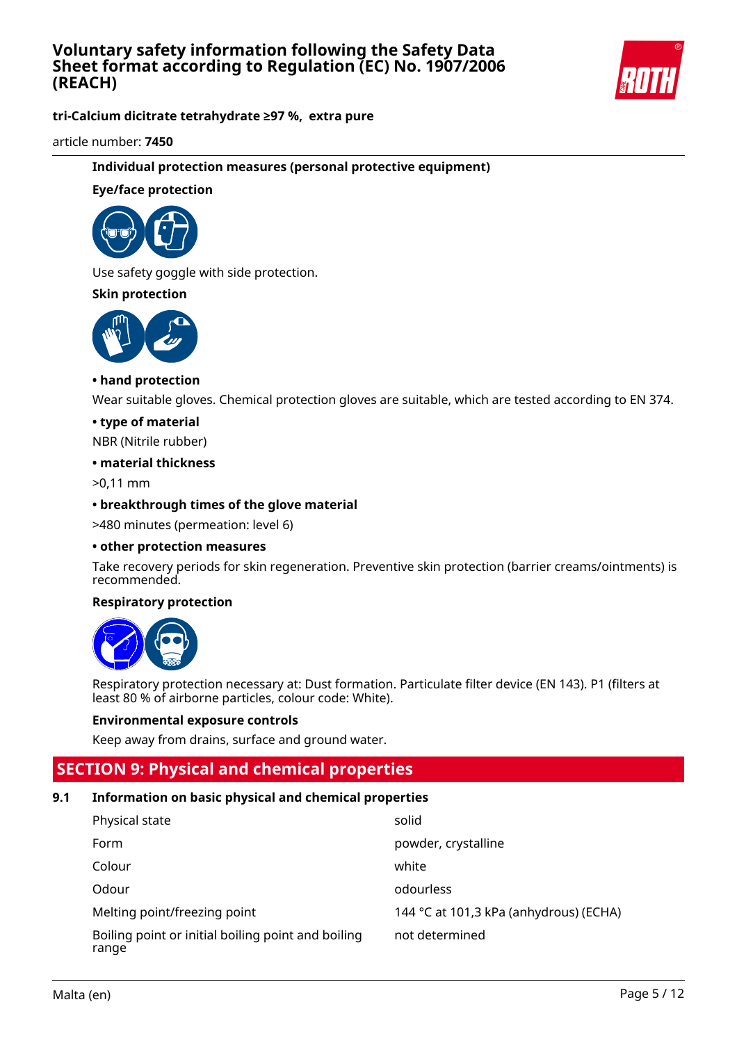### Individual protection measures (personal protective equipment)

**Eye/face protection**

Use safety goggle with side protection.

**Skin protection**

**• hand protection**

Wear suitable gloves. Chemical protection gloves are suitable, which are tested according to EN 374.

**• type of material**

NBR (Nitrile rubber)

**• material thickness**

>0,11 mm

**• breakthrough times of the glove material**

>480 minutes (permeation: level 6)

**• other protection measures**

Take recovery periods for skin regeneration. Preventive skin protection (barrier creams/ointments) is recommended.

**Respiratory protection**

Respiratory protection necessary at: Dust formation. Particulate filter device (EN 143). P1 (filters at least 80 % of airborne particles, colour code: White).

**Environmental exposure controls**

Keep away from drains, surface and ground water.

## SECTION 9: Physical and chemical properties

### 9.1 Information on basic physical and chemical properties

| Property | Value |
|---|---|
| Physical state | solid |
| Form | powder, crystalline |
| Colour | white |
| Odour | odourless |
| Melting point/freezing point | 144 °C at 101,3 kPa (anhydrous) (ECHA) |
| Boiling point or initial boiling point and boiling range | not determined |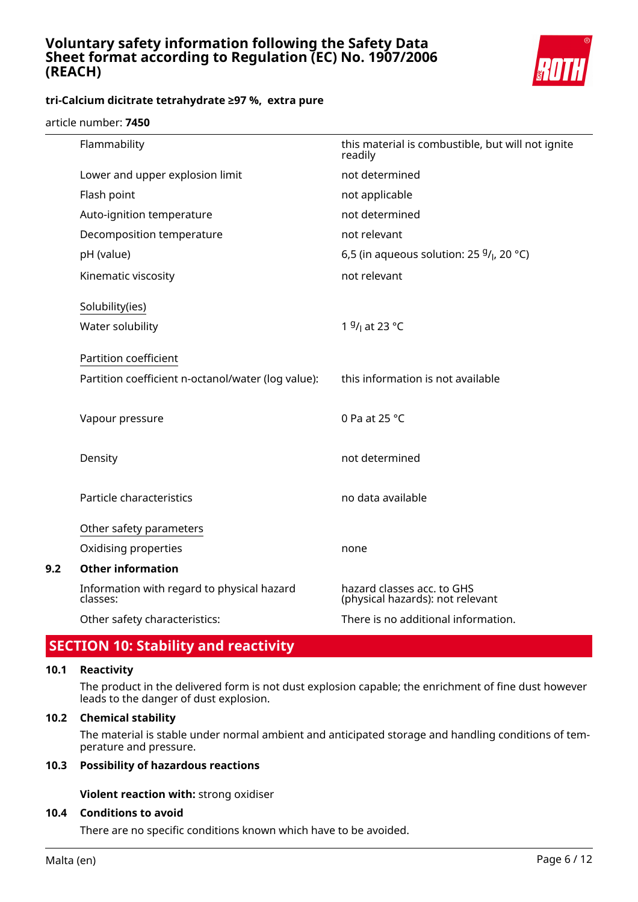| | |
|---|---|
| Flammability | this material is combustible, but will not ignite readily |
| Lower and upper explosion limit | not determined |
| Flash point | not applicable |
| Auto-ignition temperature | not determined |
| Decomposition temperature | not relevant |
| pH (value) | 6,5 (in aqueous solution: 25 $^g/_l$, 20 °C) |
| Kinematic viscosity | not relevant |

Solubility(ies)

| | |
|---|---|
| Water solubility | 1 $^g/_l$ at 23 °C |

Partition coefficient

| | |
|---|---|
| Partition coefficient n-octanol/water (log value): | this information is not available |
| Vapour pressure | 0 Pa at 25 °C |
| Density | not determined |
| Particle characteristics | no data available |

Other safety parameters

| | |
|---|---|
| Oxidising properties | none |

### 9.2 Other information

| | |
|---|---|
| Information with regard to physical hazard classes: | hazard classes acc. to GHS (physical hazards): not relevant |
| Other safety characteristics: | There is no additional information. |

## SECTION 10: Stability and reactivity

### 10.1 Reactivity

The product in the delivered form is not dust explosion capable; the enrichment of fine dust however leads to the danger of dust explosion.

### 10.2 Chemical stability

The material is stable under normal ambient and anticipated storage and handling conditions of temperature and pressure.

### 10.3 Possibility of hazardous reactions

**Violent reaction with:** strong oxidiser

### 10.4 Conditions to avoid

There are no specific conditions known which have to be avoided.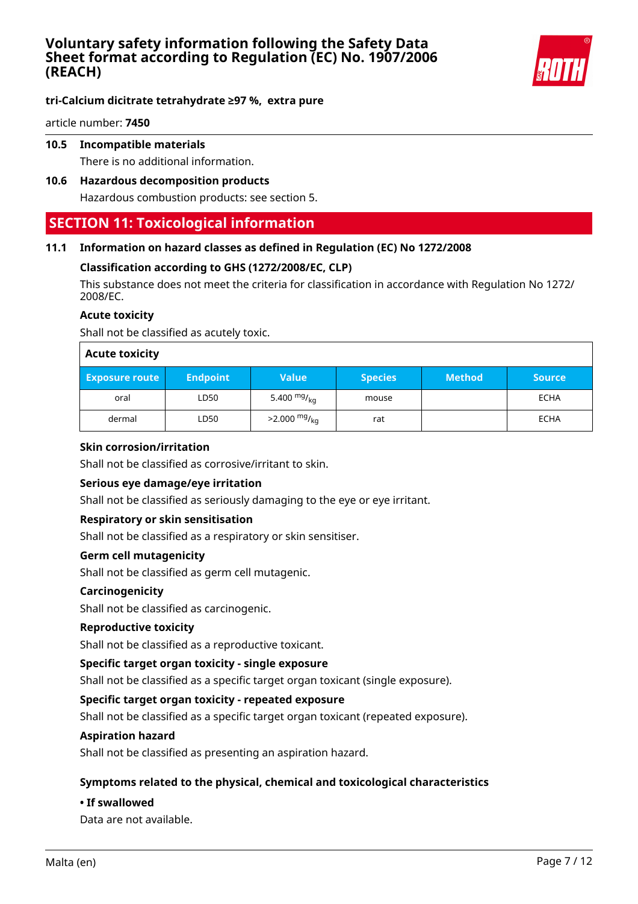**tri-Calcium dicitrate tetrahydrate ≥97 %, extra pure**

article number: **7450**

### 10.5 Incompatible materials

There is no additional information.

### 10.6 Hazardous decomposition products

Hazardous combustion products: see section 5.

## SECTION 11: Toxicological information

### 11.1 Information on hazard classes as defined in Regulation (EC) No 1272/2008

**Classification according to GHS (1272/2008/EC, CLP)**

This substance does not meet the criteria for classification in accordance with Regulation No 1272/2008/EC.

**Acute toxicity**

Shall not be classified as acutely toxic.

**Acute toxicity**

| Exposure route | Endpoint | Value | Species | Method | Source |
|---|---|---|---|---|---|
| oral | LD50 | 5.400 $^{mg}/_{kg}$ | mouse | | ECHA |
| dermal | LD50 | >2.000 $^{mg}/_{kg}$ | rat | | ECHA |

**Skin corrosion/irritation**

Shall not be classified as corrosive/irritant to skin.

**Serious eye damage/eye irritation**

Shall not be classified as seriously damaging to the eye or eye irritant.

**Respiratory or skin sensitisation**

Shall not be classified as a respiratory or skin sensitiser.

**Germ cell mutagenicity**

Shall not be classified as germ cell mutagenic.

**Carcinogenicity**

Shall not be classified as carcinogenic.

**Reproductive toxicity**

Shall not be classified as a reproductive toxicant.

**Specific target organ toxicity - single exposure**

Shall not be classified as a specific target organ toxicant (single exposure).

**Specific target organ toxicity - repeated exposure**

Shall not be classified as a specific target organ toxicant (repeated exposure).

**Aspiration hazard**

Shall not be classified as presenting an aspiration hazard.

**Symptoms related to the physical, chemical and toxicological characteristics**

**• If swallowed**

Data are not available.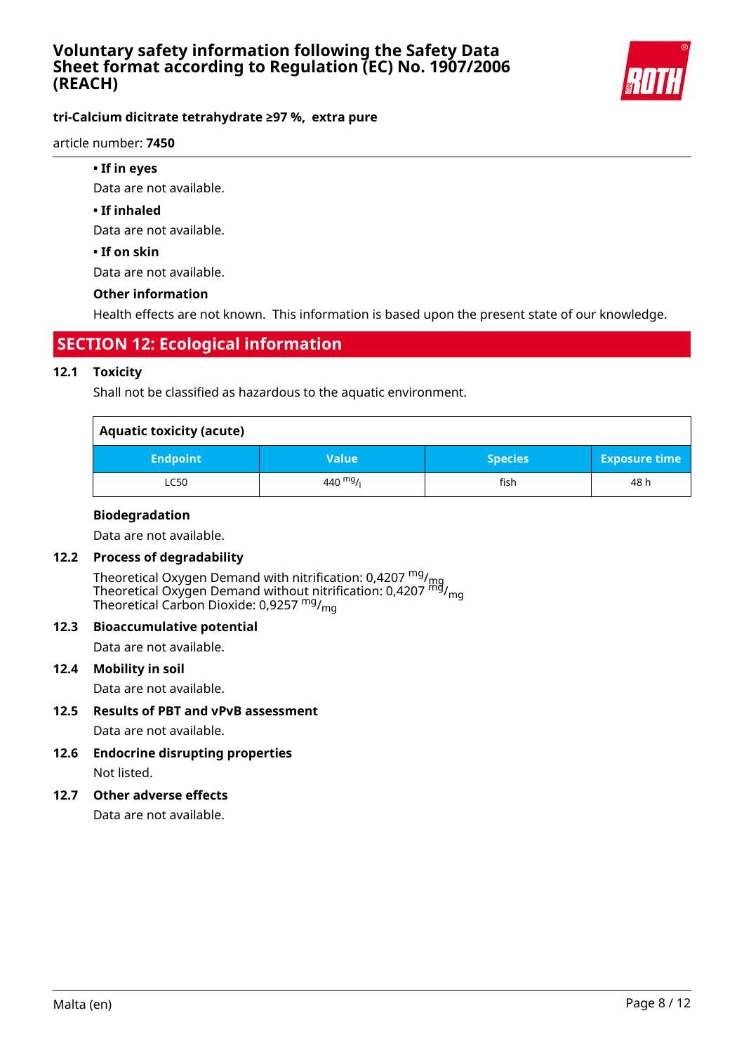- **If in eyes**

  Data are not available.

- **If inhaled**

  Data are not available.

- **If on skin**

  Data are not available.

**Other information**

Health effects are not known. This information is based upon the present state of our knowledge.

## SECTION 12: Ecological information

### 12.1 Toxicity

Shall not be classified as hazardous to the aquatic environment.

| Aquatic toxicity (acute) | | | |
|---|---|---|---|
| **Endpoint** | **Value** | **Species** | **Exposure time** |
| LC50 | 440 $^{mg}/_{l}$ | fish | 48 h |

**Biodegradation**

Data are not available.

### 12.2 Process of degradability

Theoretical Oxygen Demand with nitrification: 0,4207 $^{mg}/_{mg}$
Theoretical Oxygen Demand without nitrification: 0,4207 $^{mg}/_{mg}$
Theoretical Carbon Dioxide: 0,9257 $^{mg}/_{mg}$

### 12.3 Bioaccumulative potential

Data are not available.

### 12.4 Mobility in soil

Data are not available.

### 12.5 Results of PBT and vPvB assessment

Data are not available.

### 12.6 Endocrine disrupting properties

Not listed.

### 12.7 Other adverse effects

Data are not available.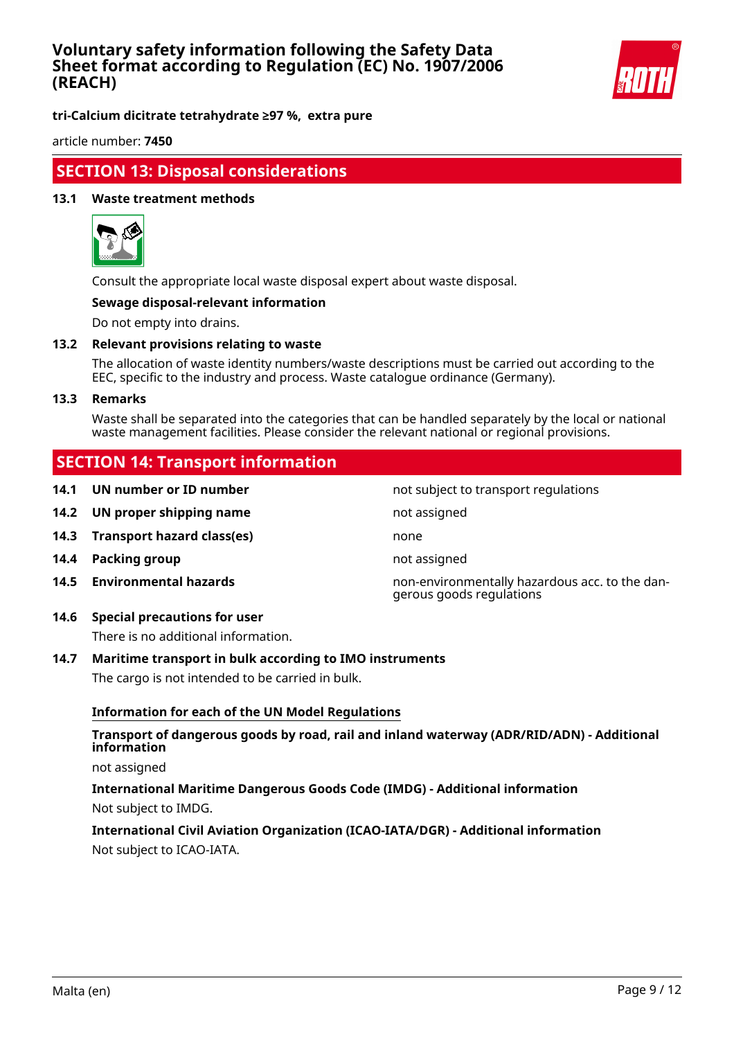## SECTION 13: Disposal considerations

### 13.1 Waste treatment methods

Consult the appropriate local waste disposal expert about waste disposal.

**Sewage disposal-relevant information**

Do not empty into drains.

### 13.2 Relevant provisions relating to waste

The allocation of waste identity numbers/waste descriptions must be carried out according to the EEC, specific to the industry and process. Waste catalogue ordinance (Germany).

### 13.3 Remarks

Waste shall be separated into the categories that can be handled separately by the local or national waste management facilities. Please consider the relevant national or regional provisions.

## SECTION 14: Transport information

| | | |
|---|---|---|
| **14.1** | **UN number or ID number** | not subject to transport regulations |
| **14.2** | **UN proper shipping name** | not assigned |
| **14.3** | **Transport hazard class(es)** | none |
| **14.4** | **Packing group** | not assigned |
| **14.5** | **Environmental hazards** | non-environmentally hazardous acc. to the dangerous goods regulations |

### 14.6 Special precautions for user

There is no additional information.

### 14.7 Maritime transport in bulk according to IMO instruments

The cargo is not intended to be carried in bulk.

**Information for each of the UN Model Regulations**

**Transport of dangerous goods by road, rail and inland waterway (ADR/RID/ADN) - Additional information**

not assigned

**International Maritime Dangerous Goods Code (IMDG) - Additional information**

Not subject to IMDG.

**International Civil Aviation Organization (ICAO-IATA/DGR) - Additional information**

Not subject to ICAO-IATA.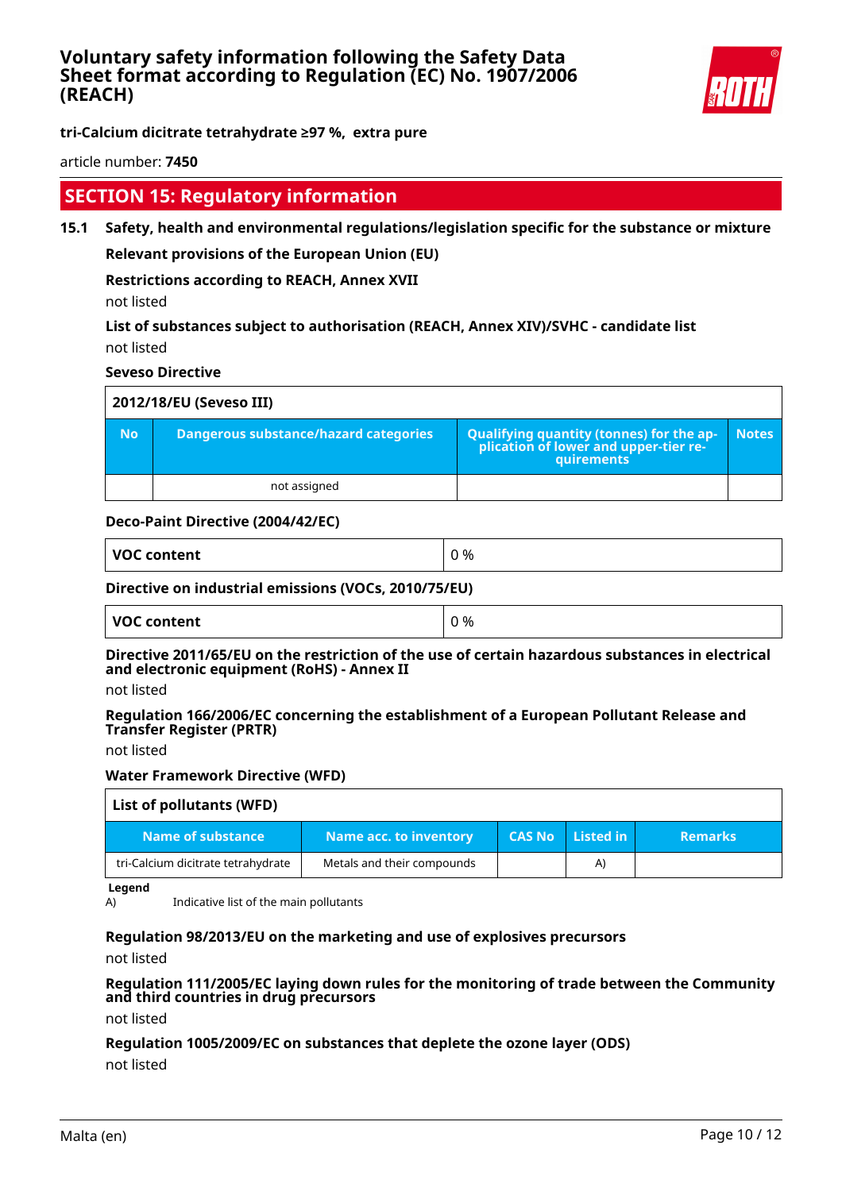## SECTION 15: Regulatory information

### 15.1 Safety, health and environmental regulations/legislation specific for the substance or mixture

**Relevant provisions of the European Union (EU)**

**Restrictions according to REACH, Annex XVII**

not listed

**List of substances subject to authorisation (REACH, Annex XIV)/SVHC - candidate list**

not listed

**Seveso Directive**

| 2012/18/EU (Seveso III) | | | |
|---|---|---|---|
| **No** | **Dangerous substance/hazard categories** | **Qualifying quantity (tonnes) for the application of lower and upper-tier requirements** | **Notes** |
| | not assigned | | |

**Deco-Paint Directive (2004/42/EC)**

| VOC content | 0 % |
|---|---|

**Directive on industrial emissions (VOCs, 2010/75/EU)**

| VOC content | 0 % |
|---|---|

**Directive 2011/65/EU on the restriction of the use of certain hazardous substances in electrical and electronic equipment (RoHS) - Annex II**

not listed

**Regulation 166/2006/EC concerning the establishment of a European Pollutant Release and Transfer Register (PRTR)**

not listed

**Water Framework Directive (WFD)**

| List of pollutants (WFD) | | | | |
|---|---|---|---|---|
| **Name of substance** | **Name acc. to inventory** | **CAS No** | **Listed in** | **Remarks** |
| tri-Calcium dicitrate tetrahydrate | Metals and their compounds | | A) | |

**Legend**

A) Indicative list of the main pollutants

**Regulation 98/2013/EU on the marketing and use of explosives precursors**

not listed

**Regulation 111/2005/EC laying down rules for the monitoring of trade between the Community and third countries in drug precursors**

not listed

**Regulation 1005/2009/EC on substances that deplete the ozone layer (ODS)**

not listed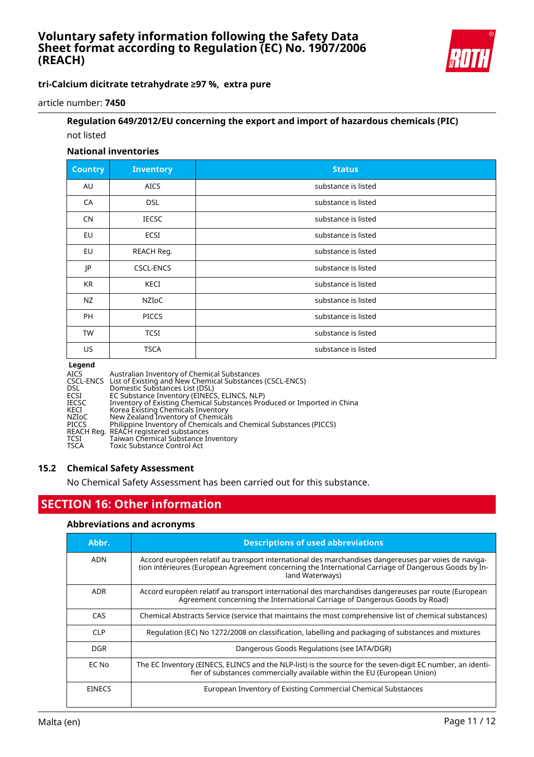**Regulation 649/2012/EU concerning the export and import of hazardous chemicals (PIC)**

not listed

**National inventories**

| Country | Inventory | Status |
|---|---|---|
| AU | AICS | substance is listed |
| CA | DSL | substance is listed |
| CN | IECSC | substance is listed |
| EU | ECSI | substance is listed |
| EU | REACH Reg. | substance is listed |
| JP | CSCL-ENCS | substance is listed |
| KR | KECI | substance is listed |
| NZ | NZIoC | substance is listed |
| PH | PICCS | substance is listed |
| TW | TCSI | substance is listed |
| US | TSCA | substance is listed |

**Legend**

| | |
|---|---|
| AICS | Australian Inventory of Chemical Substances |
| CSCL-ENCS | List of Existing and New Chemical Substances (CSCL-ENCS) |
| DSL | Domestic Substances List (DSL) |
| ECSI | EC Substance Inventory (EINECS, ELINCS, NLP) |
| IECSC | Inventory of Existing Chemical Substances Produced or Imported in China |
| KECI | Korea Existing Chemicals Inventory |
| NZIoC | New Zealand Inventory of Chemicals |
| PICCS | Philippine Inventory of Chemicals and Chemical Substances (PICCS) |
| REACH Reg. | REACH registered substances |
| TCSI | Taiwan Chemical Substance Inventory |
| TSCA | Toxic Substance Control Act |

### 15.2 Chemical Safety Assessment

No Chemical Safety Assessment has been carried out for this substance.

## SECTION 16: Other information

**Abbreviations and acronyms**

| Abbr. | Descriptions of used abbreviations |
|---|---|
| ADN | Accord européen relatif au transport international des marchandises dangereuses par voies de navigation intérieures (European Agreement concerning the International Carriage of Dangerous Goods by Inland Waterways) |
| ADR | Accord européen relatif au transport international des marchandises dangereuses par route (European Agreement concerning the International Carriage of Dangerous Goods by Road) |
| CAS | Chemical Abstracts Service (service that maintains the most comprehensive list of chemical substances) |
| CLP | Regulation (EC) No 1272/2008 on classification, labelling and packaging of substances and mixtures |
| DGR | Dangerous Goods Regulations (see IATA/DGR) |
| EC No | The EC Inventory (EINECS, ELINCS and the NLP-list) is the source for the seven-digit EC number, an identifier of substances commercially available within the EU (European Union) |
| EINECS | European Inventory of Existing Commercial Chemical Substances |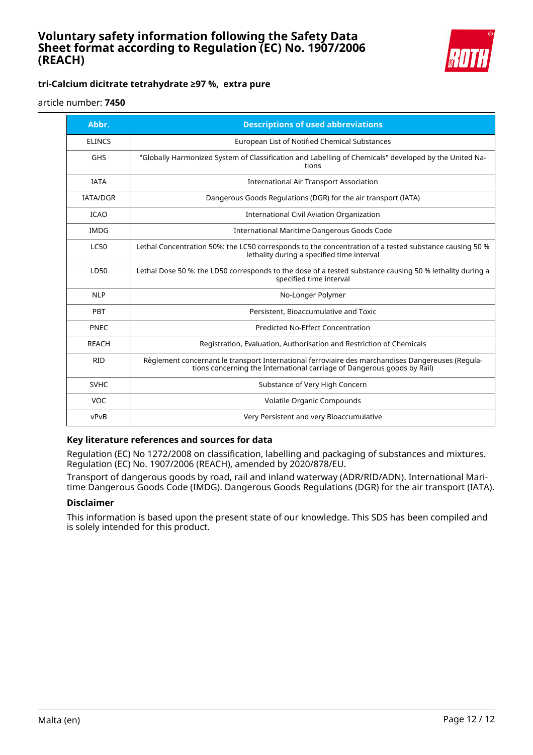| Abbr. | Descriptions of used abbreviations |
|---|---|
| ELINCS | European List of Notified Chemical Substances |
| GHS | "Globally Harmonized System of Classification and Labelling of Chemicals" developed by the United Nations |
| IATA | International Air Transport Association |
| IATA/DGR | Dangerous Goods Regulations (DGR) for the air transport (IATA) |
| ICAO | International Civil Aviation Organization |
| IMDG | International Maritime Dangerous Goods Code |
| LC50 | Lethal Concentration 50%: the LC50 corresponds to the concentration of a tested substance causing 50 % lethality during a specified time interval |
| LD50 | Lethal Dose 50 %: the LD50 corresponds to the dose of a tested substance causing 50 % lethality during a specified time interval |
| NLP | No-Longer Polymer |
| PBT | Persistent, Bioaccumulative and Toxic |
| PNEC | Predicted No-Effect Concentration |
| REACH | Registration, Evaluation, Authorisation and Restriction of Chemicals |
| RID | Règlement concernant le transport International ferroviaire des marchandises Dangereuses (Regulations concerning the International carriage of Dangerous goods by Rail) |
| SVHC | Substance of Very High Concern |
| VOC | Volatile Organic Compounds |
| vPvB | Very Persistent and very Bioaccumulative |

### Key literature references and sources for data

Regulation (EC) No 1272/2008 on classification, labelling and packaging of substances and mixtures. Regulation (EC) No. 1907/2006 (REACH), amended by 2020/878/EU.

Transport of dangerous goods by road, rail and inland waterway (ADR/RID/ADN). International Maritime Dangerous Goods Code (IMDG). Dangerous Goods Regulations (DGR) for the air transport (IATA).

### Disclaimer

This information is based upon the present state of our knowledge. This SDS has been compiled and is solely intended for this product.